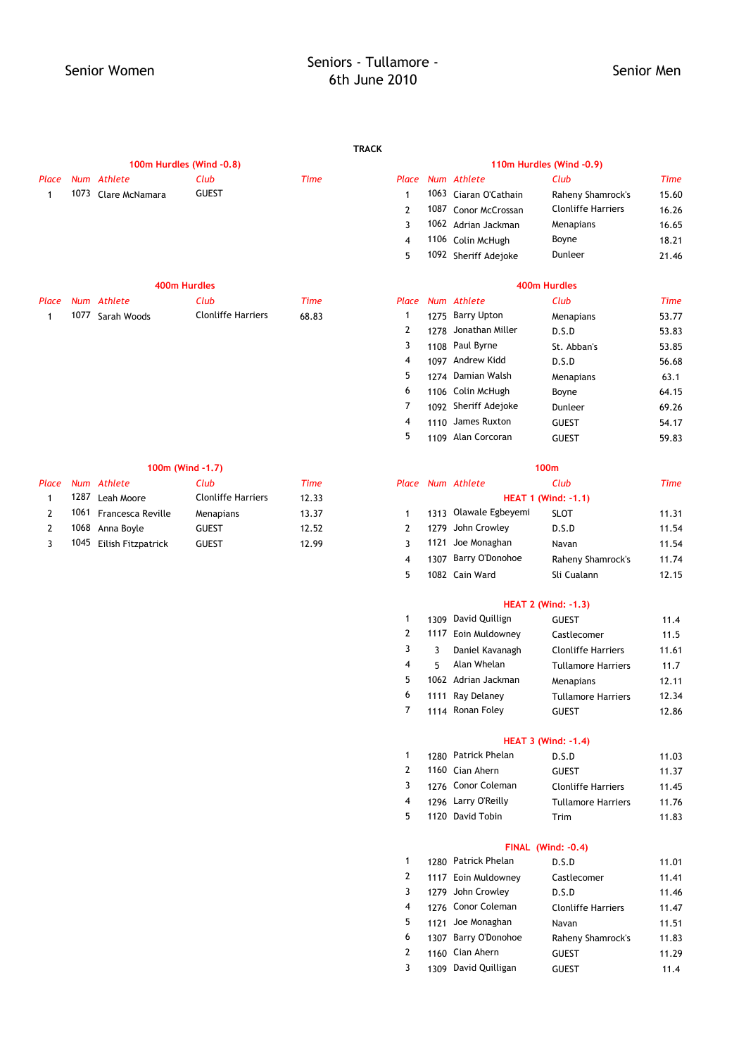# Seniors - Tullamore - 6th June 2010

## TRACK

## Senior Women

### 100m Hurdles (Wind -0.8)

| Place | Num | Athlete | Club | Time |
|---|---|---|---|---|
| 1 | 1073 | Clare McNamara | GUEST | |

### 400m Hurdles

| Place | Num | Athlete | Club | Time |
|---|---|---|---|---|
| 1 | 1077 | Sarah Woods | Clonliffe Harriers | 68.83 |

### 100m (Wind -1.7)

| Place | Num | Athlete | Club | Time |
|---|---|---|---|---|
| 1 | 1287 | Leah Moore | Clonliffe Harriers | 12.33 |
| 2 | 1061 | Francesca Reville | Menapians | 13.37 |
| 2 | 1068 | Anna Boyle | GUEST | 12.52 |
| 3 | 1045 | Eilish Fitzpatrick | GUEST | 12.99 |

## Senior Men

### 110m Hurdles (Wind -0.9)

| Place | Num | Athlete | Club | Time |
|---|---|---|---|---|
| 1 | 1063 | Ciaran O'Cathain | Raheny Shamrock's | 15.60 |
| 2 | 1087 | Conor McCrossan | Clonliffe Harriers | 16.26 |
| 3 | 1062 | Adrian Jackman | Menapians | 16.65 |
| 4 | 1106 | Colin McHugh | Boyne | 18.21 |
| 5 | 1092 | Sheriff Adejoke | Dunleer | 21.46 |

### 400m Hurdles

| Place | Num | Athlete | Club | Time |
|---|---|---|---|---|
| 1 | 1275 | Barry Upton | Menapians | 53.77 |
| 2 | 1278 | Jonathan Miller | D.S.D | 53.83 |
| 3 | 1108 | Paul Byrne | St. Abban's | 53.85 |
| 4 | 1097 | Andrew Kidd | D.S.D | 56.68 |
| 5 | 1274 | Damian Walsh | Menapians | 63.1 |
| 6 | 1106 | Colin McHugh | Boyne | 64.15 |
| 7 | 1092 | Sheriff Adejoke | Dunleer | 69.26 |
| 4 | 1110 | James Ruxton | GUEST | 54.17 |
| 5 | 1109 | Alan Corcoran | GUEST | 59.83 |

### 100m

| Place | Num | Athlete | Club | Time |
|---|---|---|---|---|
| | | **HEAT 1 (Wind: -1.1)** | | |
| 1 | 1313 | Olawale Egbeyemi | SLOT | 11.31 |
| 2 | 1279 | John Crowley | D.S.D | 11.54 |
| 3 | 1121 | Joe Monaghan | Navan | 11.54 |
| 4 | 1307 | Barry O'Donohoe | Raheny Shamrock's | 11.74 |
| 5 | 1082 | Cain Ward | Sli Cualann | 12.15 |
| | | **HEAT 2 (Wind: -1.3)** | | |
| 1 | 1309 | David Quilligan | GUEST | 11.4 |
| 2 | 1117 | Eoin Muldowney | Castlecomer | 11.5 |
| 3 | 3 | Daniel Kavanagh | Clonliffe Harriers | 11.61 |
| 4 | 5 | Alan Whelan | Tullamore Harriers | 11.7 |
| 5 | 1062 | Adrian Jackman | Menapians | 12.11 |
| 6 | 1111 | Ray Delaney | Tullamore Harriers | 12.34 |
| 7 | 1114 | Ronan Foley | GUEST | 12.86 |
| | | **HEAT 3 (Wind: -1.4)** | | |
| 1 | 1280 | Patrick Phelan | D.S.D | 11.03 |
| 2 | 1160 | Cian Ahern | GUEST | 11.37 |
| 3 | 1276 | Conor Coleman | Clonliffe Harriers | 11.45 |
| 4 | 1296 | Larry O'Reilly | Tullamore Harriers | 11.76 |
| 5 | 1120 | David Tobin | Trim | 11.83 |
| | | **FINAL (Wind: -0.4)** | | |
| 1 | 1280 | Patrick Phelan | D.S.D | 11.01 |
| 2 | 1117 | Eoin Muldowney | Castlecomer | 11.41 |
| 3 | 1279 | John Crowley | D.S.D | 11.46 |
| 4 | 1276 | Conor Coleman | Clonliffe Harriers | 11.47 |
| 5 | 1121 | Joe Monaghan | Navan | 11.51 |
| 6 | 1307 | Barry O'Donohoe | Raheny Shamrock's | 11.83 |
| 2 | 1160 | Cian Ahern | GUEST | 11.29 |
| 3 | 1309 | David Quilligan | GUEST | 11.4 |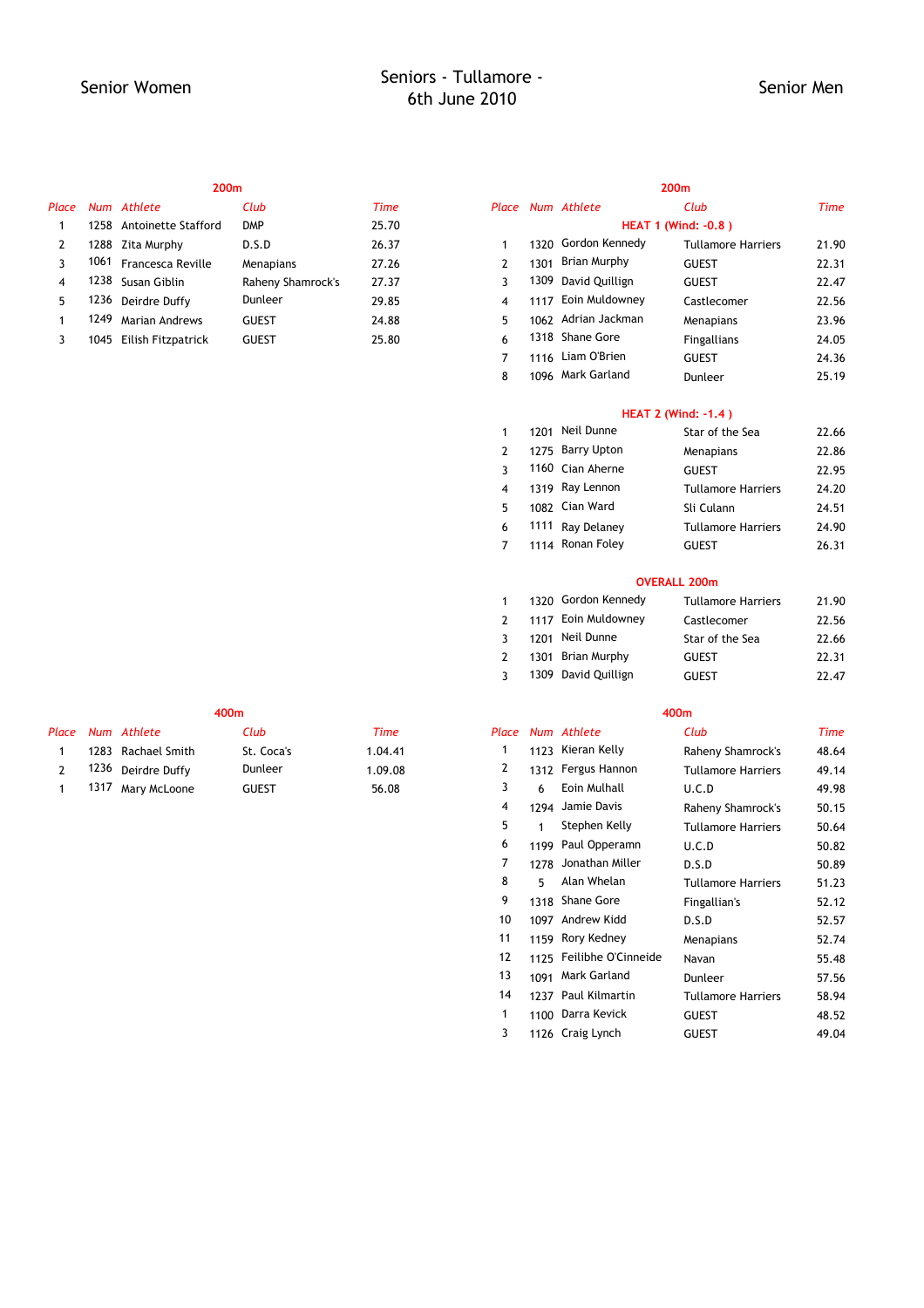Senior Women

Seniors - Tullamore - 6th June 2010

Senior Men

## 200m (Senior Women)

| Place | Num | Athlete | Club | Time |
|---|---|---|---|---|
| 1 | 1258 | Antoinette Stafford | DMP | 25.70 |
| 2 | 1288 | Zita Murphy | D.S.D | 26.37 |
| 3 | 1061 | Francesca Reville | Menapians | 27.26 |
| 4 | 1238 | Susan Giblin | Raheny Shamrock's | 27.37 |
| 5 | 1236 | Deirdre Duffy | Dunleer | 29.85 |
| 1 | 1249 | Marian Andrews | GUEST | 24.88 |
| 3 | 1045 | Eilish Fitzpatrick | GUEST | 25.80 |

## 200m (Senior Men)

| Place | Num | Athlete | Club | Time |
|---|---|---|---|---|
| | | **HEAT 1 (Wind: -0.8 )** | | |
| 1 | 1320 | Gordon Kennedy | Tullamore Harriers | 21.90 |
| 2 | 1301 | Brian Murphy | GUEST | 22.31 |
| 3 | 1309 | David Quillign | GUEST | 22.47 |
| 4 | 1117 | Eoin Muldowney | Castlecomer | 22.56 |
| 5 | 1062 | Adrian Jackman | Menapians | 23.96 |
| 6 | 1318 | Shane Gore | Fingallians | 24.05 |
| 7 | 1116 | Liam O'Brien | GUEST | 24.36 |
| 8 | 1096 | Mark Garland | Dunleer | 25.19 |
| | | **HEAT 2 (Wind: -1.4 )** | | |
| 1 | 1201 | Neil Dunne | Star of the Sea | 22.66 |
| 2 | 1275 | Barry Upton | Menapians | 22.86 |
| 3 | 1160 | Cian Aherne | GUEST | 22.95 |
| 4 | 1319 | Ray Lennon | Tullamore Harriers | 24.20 |
| 5 | 1082 | Cian Ward | Sli Culann | 24.51 |
| 6 | 1111 | Ray Delaney | Tullamore Harriers | 24.90 |
| 7 | 1114 | Ronan Foley | GUEST | 26.31 |
| | | **OVERALL 200m** | | |
| 1 | 1320 | Gordon Kennedy | Tullamore Harriers | 21.90 |
| 2 | 1117 | Eoin Muldowney | Castlecomer | 22.56 |
| 3 | 1201 | Neil Dunne | Star of the Sea | 22.66 |
| 2 | 1301 | Brian Murphy | GUEST | 22.31 |
| 3 | 1309 | David Quillign | GUEST | 22.47 |

## 400m (Senior Women)

| Place | Num | Athlete | Club | Time |
|---|---|---|---|---|
| 1 | 1283 | Rachael Smith | St. Coca's | 1.04.41 |
| 2 | 1236 | Deirdre Duffy | Dunleer | 1.09.08 |
| 1 | 1317 | Mary McLoone | GUEST | 56.08 |

## 400m (Senior Men)

| Place | Num | Athlete | Club | Time |
|---|---|---|---|---|
| 1 | 1123 | Kieran Kelly | Raheny Shamrock's | 48.64 |
| 2 | 1312 | Fergus Hannon | Tullamore Harriers | 49.14 |
| 3 | 6 | Eoin Mulhall | U.C.D | 49.98 |
| 4 | 1294 | Jamie Davis | Raheny Shamrock's | 50.15 |
| 5 | 1 | Stephen Kelly | Tullamore Harriers | 50.64 |
| 6 | 1199 | Paul Opperamn | U.C.D | 50.82 |
| 7 | 1278 | Jonathan Miller | D.S.D | 50.89 |
| 8 | 5 | Alan Whelan | Tullamore Harriers | 51.23 |
| 9 | 1318 | Shane Gore | Fingallian's | 52.12 |
| 10 | 1097 | Andrew Kidd | D.S.D | 52.57 |
| 11 | 1159 | Rory Kedney | Menapians | 52.74 |
| 12 | 1125 | Feilibhe O'Cinneide | Navan | 55.48 |
| 13 | 1091 | Mark Garland | Dunleer | 57.56 |
| 14 | 1237 | Paul Kilmartin | Tullamore Harriers | 58.94 |
| 1 | 1100 | Darra Kevick | GUEST | 48.52 |
| 3 | 1126 | Craig Lynch | GUEST | 49.04 |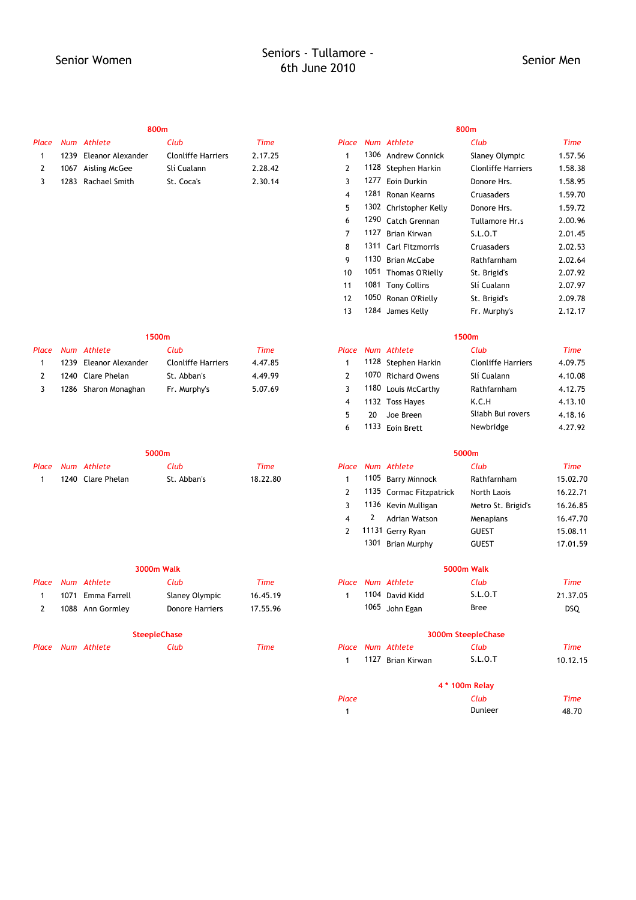# Seniors - Tullamore - 6th June 2010

## Senior Women

### 800m

| Place | Num | Athlete | Club | Time |
|---|---|---|---|---|
| 1 | 1239 | Eleanor Alexander | Clonliffe Harriers | 2.17.25 |
| 2 | 1067 | Aisling McGee | Slí Cualann | 2.28.42 |
| 3 | 1283 | Rachael Smith | St. Coca's | 2.30.14 |

### 1500m

| Place | Num | Athlete | Club | Time |
|---|---|---|---|---|
| 1 | 1239 | Eleanor Alexander | Clonliffe Harriers | 4.47.85 |
| 2 | 1240 | Clare Phelan | St. Abban's | 4.49.99 |
| 3 | 1286 | Sharon Monaghan | Fr. Murphy's | 5.07.69 |

### 5000m

| Place | Num | Athlete | Club | Time |
|---|---|---|---|---|
| 1 | 1240 | Clare Phelan | St. Abban's | 18.22.80 |

### 3000m Walk

| Place | Num | Athlete | Club | Time |
|---|---|---|---|---|
| 1 | 1071 | Emma Farrell | Slaney Olympic | 16.45.19 |
| 2 | 1088 | Ann Gormley | Donore Harriers | 17.55.96 |

### SteepleChase

| Place | Num | Athlete | Club | Time |
|---|---|---|---|---|

## Senior Men

### 800m

| Place | Num | Athlete | Club | Time |
|---|---|---|---|---|
| 1 | 1306 | Andrew Connick | Slaney Olympic | 1.57.56 |
| 2 | 1128 | Stephen Harkin | Clonliffe Harriers | 1.58.38 |
| 3 | 1277 | Eoin Durkin | Donore Hrs. | 1.58.95 |
| 4 | 1281 | Ronan Kearns | Cruasaders | 1.59.70 |
| 5 | 1302 | Christopher Kelly | Donore Hrs. | 1.59.72 |
| 6 | 1290 | Catch Grennan | Tullamore Hr.s | 2.00.96 |
| 7 | 1127 | Brian Kirwan | S.L.O.T | 2.01.45 |
| 8 | 1311 | Carl Fitzmorris | Cruasaders | 2.02.53 |
| 9 | 1130 | Brian McCabe | Rathfarnham | 2.02.64 |
| 10 | 1051 | Thomas O'Rielly | St. Brigid's | 2.07.92 |
| 11 | 1081 | Tony Collins | Sli Cualann | 2.07.97 |
| 12 | 1050 | Ronan O'Rielly | St. Brigid's | 2.09.78 |
| 13 | 1284 | James Kelly | Fr. Murphy's | 2.12.17 |

### 1500m

| Place | Num | Athlete | Club | Time |
|---|---|---|---|---|
| 1 | 1128 | Stephen Harkin | Clonliffe Harriers | 4.09.75 |
| 2 | 1070 | Richard Owens | Sli Cualann | 4.10.08 |
| 3 | 1180 | Louis McCarthy | Rathfarnham | 4.12.75 |
| 4 | 1132 | Toss Hayes | K.C.H | 4.13.10 |
| 5 | 20 | Joe Breen | Sliabh Bui rovers | 4.18.16 |
| 6 | 1133 | Eoin Brett | Newbridge | 4.27.92 |

### 5000m

| Place | Num | Athlete | Club | Time |
|---|---|---|---|---|
| 1 | 1105 | Barry Minnock | Rathfarnham | 15.02.70 |
| 2 | 1135 | Cormac Fitzpatrick | North Laois | 16.22.71 |
| 3 | 1136 | Kevin Mulligan | Metro St. Brigid's | 16.26.85 |
| 4 | 2 | Adrian Watson | Menapians | 16.47.70 |
| 2 | 11131 | Gerry Ryan | GUEST | 15.08.11 |
| | 1301 | Brian Murphy | GUEST | 17.01.59 |

### 5000m Walk

| Place | Num | Athlete | Club | Time |
|---|---|---|---|---|
| 1 | 1104 | David Kidd | S.L.O.T | 21.37.05 |
| | 1065 | John Egan | Bree | DSQ |

### 3000m SteepleChase

| Place | Num | Athlete | Club | Time |
|---|---|---|---|---|
| 1 | 1127 | Brian Kirwan | S.L.O.T | 10.12.15 |

### 4 * 100m Relay

| Place | Club | Time |
|---|---|---|
| 1 | Dunleer | 48.70 |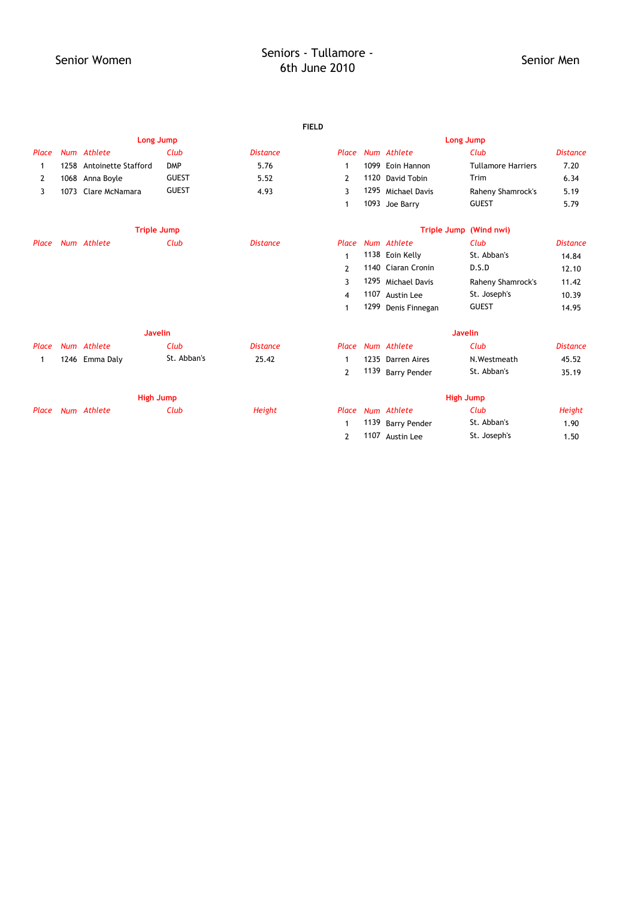# Seniors - Tullamore - 6th June 2010

## FIELD

### Senior Women

#### Long Jump

| Place | Num | Athlete | Club | Distance |
|---|---|---|---|---|
| 1 | 1258 | Antoinette Stafford | DMP | 5.76 |
| 2 | 1068 | Anna Boyle | GUEST | 5.52 |
| 3 | 1073 | Clare McNamara | GUEST | 4.93 |

#### Triple Jump

| Place | Num | Athlete | Club | Distance |
|---|---|---|---|---|

#### Javelin

| Place | Num | Athlete | Club | Distance |
|---|---|---|---|---|
| 1 | 1246 | Emma Daly | St. Abban's | 25.42 |

#### High Jump

| Place | Num | Athlete | Club | Height |
|---|---|---|---|---|

### Senior Men

#### Long Jump

| Place | Num | Athlete | Club | Distance |
|---|---|---|---|---|
| 1 | 1099 | Eoin Hannon | Tullamore Harriers | 7.20 |
| 2 | 1120 | David Tobin | Trim | 6.34 |
| 3 | 1295 | Michael Davis | Raheny Shamrock's | 5.19 |
| 1 | 1093 | Joe Barry | GUEST | 5.79 |

#### Triple Jump (Wind nwi)

| Place | Num | Athlete | Club | Distance |
|---|---|---|---|---|
| 1 | 1138 | Eoin Kelly | St. Abban's | 14.84 |
| 2 | 1140 | Ciaran Cronin | D.S.D | 12.10 |
| 3 | 1295 | Michael Davis | Raheny Shamrock's | 11.42 |
| 4 | 1107 | Austin Lee | St. Joseph's | 10.39 |
| 1 | 1299 | Denis Finnegan | GUEST | 14.95 |

#### Javelin

| Place | Num | Athlete | Club | Distance |
|---|---|---|---|---|
| 1 | 1235 | Darren Aires | N.Westmeath | 45.52 |
| 2 | 1139 | Barry Pender | St. Abban's | 35.19 |

#### High Jump

| Place | Num | Athlete | Club | Height |
|---|---|---|---|---|
| 1 | 1139 | Barry Pender | St. Abban's | 1.90 |
| 2 | 1107 | Austin Lee | St. Joseph's | 1.50 |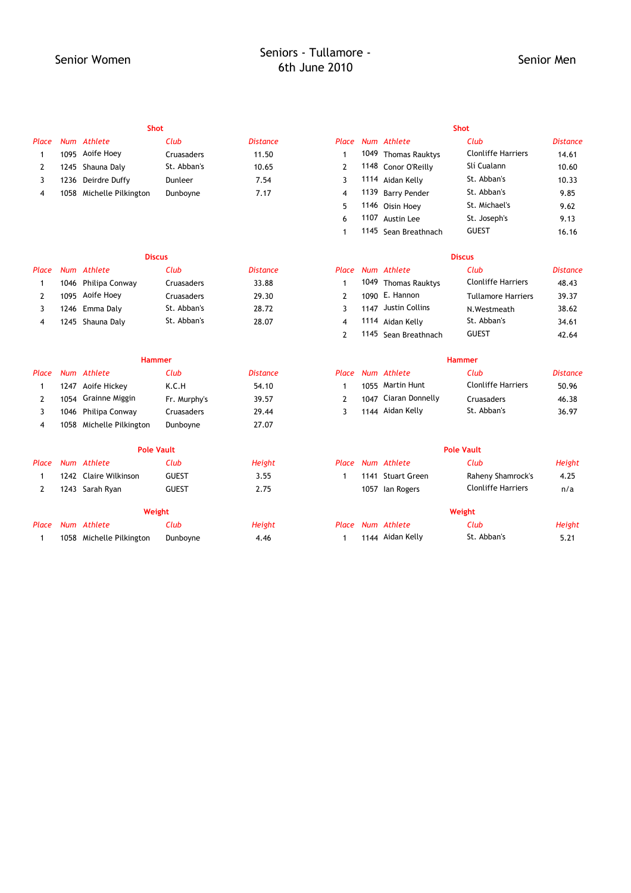# Seniors - Tullamore - 6th June 2010

## Senior Women

### Shot

| Place | Num | Athlete | Club | Distance |
|---|---|---|---|---|
| 1 | 1095 | Aoife Hoey | Cruasaders | 11.50 |
| 2 | 1245 | Shauna Daly | St. Abban's | 10.65 |
| 3 | 1236 | Deirdre Duffy | Dunleer | 7.54 |
| 4 | 1058 | Michelle Pilkington | Dunboyne | 7.17 |

### Discus

| Place | Num | Athlete | Club | Distance |
|---|---|---|---|---|
| 1 | 1046 | Philipa Conway | Cruasaders | 33.88 |
| 2 | 1095 | Aoife Hoey | Cruasaders | 29.30 |
| 3 | 1246 | Emma Daly | St. Abban's | 28.72 |
| 4 | 1245 | Shauna Daly | St. Abban's | 28.07 |

### Hammer

| Place | Num | Athlete | Club | Distance |
|---|---|---|---|---|
| 1 | 1247 | Aoife Hickey | K.C.H | 54.10 |
| 2 | 1054 | Grainne Miggin | Fr. Murphy's | 39.57 |
| 3 | 1046 | Philipa Conway | Cruasaders | 29.44 |
| 4 | 1058 | Michelle Pilkington | Dunboyne | 27.07 |

### Pole Vault

| Place | Num | Athlete | Club | Height |
|---|---|---|---|---|
| 1 | 1242 | Claire Wilkinson | GUEST | 3.55 |
| 2 | 1243 | Sarah Ryan | GUEST | 2.75 |

### Weight

| Place | Num | Athlete | Club | Height |
|---|---|---|---|---|
| 1 | 1058 | Michelle Pilkington | Dunboyne | 4.46 |

## Senior Men

### Shot

| Place | Num | Athlete | Club | Distance |
|---|---|---|---|---|
| 1 | 1049 | Thomas Rauktys | Clonliffe Harriers | 14.61 |
| 2 | 1148 | Conor O'Reilly | Slí Cualann | 10.60 |
| 3 | 1114 | Aidan Kelly | St. Abban's | 10.33 |
| 4 | 1139 | Barry Pender | St. Abban's | 9.85 |
| 5 | 1146 | Oisin Hoey | St. Michael's | 9.62 |
| 6 | 1107 | Austin Lee | St. Joseph's | 9.13 |
| 1 | 1145 | Sean Breathnach | GUEST | 16.16 |

### Discus

| Place | Num | Athlete | Club | Distance |
|---|---|---|---|---|
| 1 | 1049 | Thomas Rauktys | Clonliffe Harriers | 48.43 |
| 2 | 1090 | E. Hannon | Tullamore Harriers | 39.37 |
| 3 | 1147 | Justin Collins | N.Westmeath | 38.62 |
| 4 | 1114 | Aidan Kelly | St. Abban's | 34.61 |
| 2 | 1145 | Sean Breathnach | GUEST | 42.64 |

### Hammer

| Place | Num | Athlete | Club | Distance |
|---|---|---|---|---|
| 1 | 1055 | Martin Hunt | Clonliffe Harriers | 50.96 |
| 2 | 1047 | Ciaran Donnelly | Cruasaders | 46.38 |
| 3 | 1144 | Aidan Kelly | St. Abban's | 36.97 |

### Pole Vault

| Place | Num | Athlete | Club | Height |
|---|---|---|---|---|
| 1 | 1141 | Stuart Green | Raheny Shamrock's | 4.25 |
| | 1057 | Ian Rogers | Clonliffe Harriers | n/a |

### Weight

| Place | Num | Athlete | Club | Height |
|---|---|---|---|---|
| 1 | 1144 | Aidan Kelly | St. Abban's | 5.21 |